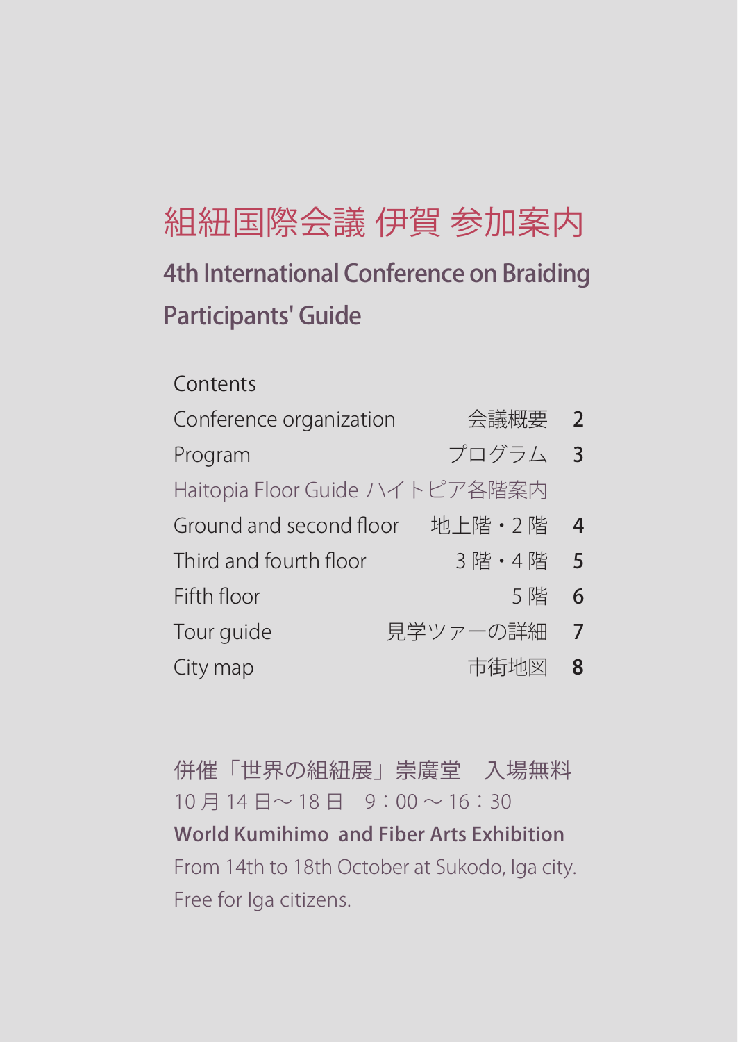# 組紐国際会議 伊賀 参加案内

## 4th International Conference on Braiding Participants' Guide

Contents

| | | |
|---|---|---|
| Conference organization | 会議概要 | 2 |
| Program | プログラム | 3 |
| Haitopia Floor Guide ハイトピア各階案内 | | |
| Ground and second floor | 地上階・2 階 | 4 |
| Third and fourth floor | 3 階・4 階 | 5 |
| Fifth floor | 5 階 | 6 |
| Tour guide | 見学ツアーの詳細 | 7 |
| City map | 市街地図 | 8 |

併催「世界の組紐展」崇廣堂　入場無料
10 月 14 日～ 18 日　9：00 ～ 16：30

**World Kumihimo and Fiber Arts Exhibition**

From 14th to 18th October at Sukodo, Iga city.
Free for Iga citizens.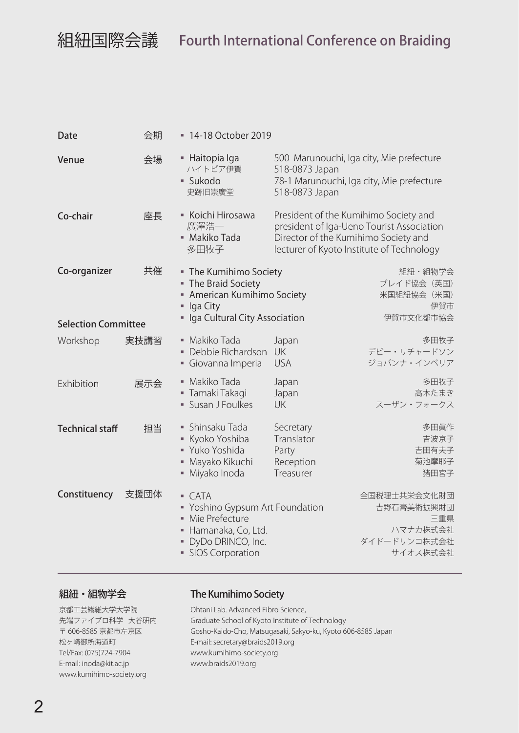# 組紐国際会議 Fourth International Conference on Braiding

| | | | | |
|---|---|---|---|---|
| **Date** | 会期 | ▪ 14-18 October 2019 | | |
| **Venue** | 会場 | ▪ Haitopia Iga<br>ハイトピア伊賀 | 500 Marunouchi, Iga city, Mie prefecture<br>518-0873 Japan | |
| | | ▪ Sukodo<br>史跡旧崇廣堂 | 78-1 Marunouchi, Iga city, Mie prefecture<br>518-0873 Japan | |
| **Co-chair** | 座長 | ▪ Koichi Hirosawa<br>廣澤浩一 | President of the Kumihimo Society and president of Iga-Ueno Tourist Association | |
| | | ▪ Makiko Tada<br>多田牧子 | Director of the Kumihimo Society and lecturer of Kyoto Institute of Technology | |
| **Co-organizer** | 共催 | ▪ The Kumihimo Society | | 組紐・組物学会 |
| | | ▪ The Braid Society | | ブレイド協会（英国） |
| | | ▪ American Kumihimo Society | | 米国組紐協会（米国） |
| | | ▪ Iga City | | 伊賀市 |
| | | ▪ Iga Cultural City Association | | 伊賀市文化都市協会 |
| **Selection Committee** | | | | |
| Workshop | 実技講習 | ▪ Makiko Tada | Japan | 多田牧子 |
| | | ▪ Debbie Richardson | UK | デビー・リチャードソン |
| | | ▪ Giovanna Imperia | USA | ジョバンナ・インペリア |
| Exhibition | 展示会 | ▪ Makiko Tada | Japan | 多田牧子 |
| | | ▪ Tamaki Takagi | Japan | 高木たまき |
| | | ▪ Susan J Foulkes | UK | スーザン・フォークス |
| **Technical staff** | 担当 | ▪ Shinsaku Tada | Secretary | 多田眞作 |
| | | ▪ Kyoko Yoshiba | Translator | 吉波京子 |
| | | ▪ Yuko Yoshida | Party | 吉田有夫子 |
| | | ▪ Mayako Kikuchi | Reception | 菊池摩耶子 |
| | | ▪ Miyako Inoda | Treasurer | 猪田宮子 |
| **Constituency** | 支援団体 | ▪ CATA | | 全国税理士共栄会文化財団 |
| | | ▪ Yoshino Gypsum Art Foundation | | 吉野石膏美術振興財団 |
| | | ▪ Mie Prefecture | | 三重県 |
| | | ▪ Hamanaka, Co, Ltd. | | ハマナカ株式会社 |
| | | ▪ DyDo DRINCO, Inc. | | ダイドードリンコ株式会社 |
| | | ▪ SIOS Corporation | | サイオス株式会社 |

---

**組紐・組物学会**

京都工芸繊維大学大学院
先端ファイブロ科学　大谷研内
〒606-8585 京都市左京区
松ヶ崎御所海道町
Tel/Fax: (075)724-7904
E-mail: inoda@kit.ac.jp
www.kumihimo-society.org

**The Kumihimo Society**

Ohtani Lab. Advanced Fibro Science,
Graduate School of Kyoto Institute of Technology
Gosho-Kaido-Cho, Matsugasaki, Sakyo-ku, Kyoto 606-8585 Japan
E-mail: secretary@braids2019.org
www.kumihimo-society.org
www.braids2019.org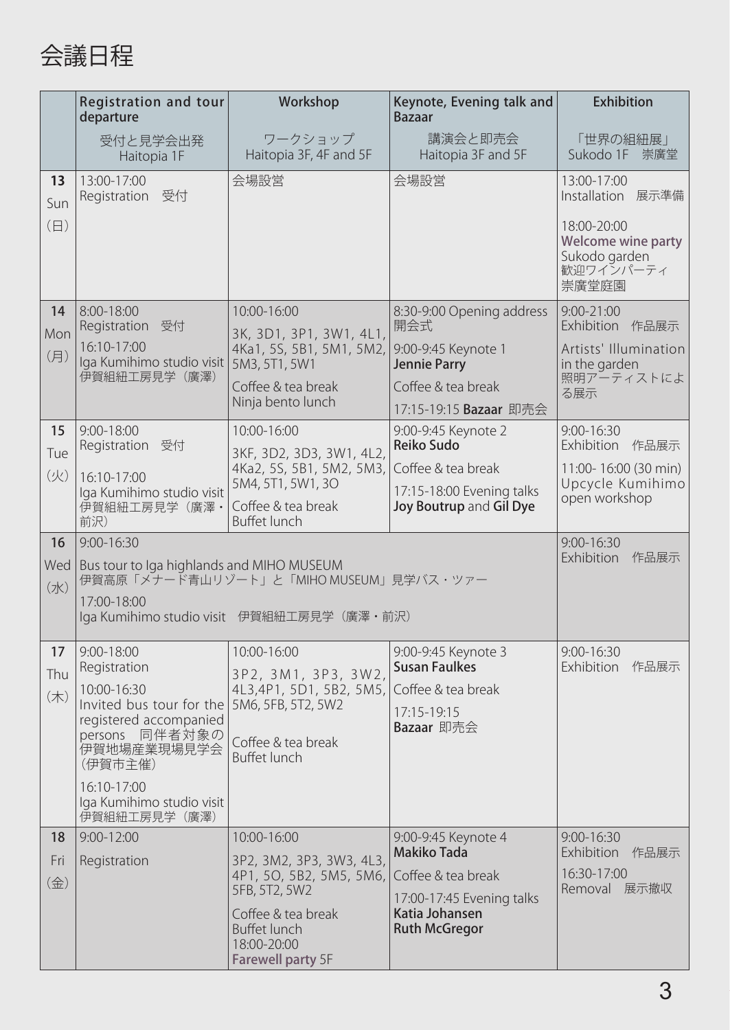# 会議日程

| | Registration and tour departure<br>受付と見学会出発<br>Haitopia 1F | Workshop<br>ワークショップ<br>Haitopia 3F, 4F and 5F | Keynote, Evening talk and Bazaar<br>講演会と即売会<br>Haitopia 3F and 5F | Exhibition<br>「世界の組紐展」<br>Sukodo 1F　崇廣堂 |
|---|---|---|---|---|
| **13**<br>Sun<br>(日) | 13:00-17:00<br>Registration　受付 | 会場設営 | 会場設営 | 13:00-17:00<br>Installation　展示準備<br>18:00-20:00<br>Welcome wine party<br>Sukodo garden<br>歓迎ワインパーティ<br>崇廣堂庭園 |
| **14**<br>Mon<br>(月) | 8:00-18:00<br>Registration　受付<br>16:10-17:00<br>Iga Kumihimo studio visit<br>伊賀組紐工房見学（廣澤） | 10:00-16:00<br>3K, 3D1, 3P1, 3W1, 4L1, 4Ka1, 5S, 5B1, 5M1, 5M2, 5M3, 5T1, 5W1<br>Coffee & tea break<br>Ninja bento lunch | 8:30-9:00 Opening address<br>開会式<br>9:00-9:45 Keynote 1<br>**Jennie Parry**<br>Coffee & tea break<br>17:15-19:15 **Bazaar** 即売会 | 9:00-21:00<br>Exhibition　作品展示<br>Artists' Illumination in the garden<br>照明アーティストによる展示 |
| **15**<br>Tue<br>(火) | 9:00-18:00<br>Registration　受付<br>16:10-17:00<br>Iga Kumihimo studio visit<br>伊賀組紐工房見学（廣澤・前沢） | 10:00-16:00<br>3KF, 3D2, 3D3, 3W1, 4L2, 4Ka2, 5S, 5B1, 5M2, 5M3, 5M4, 5T1, 5W1, 3O<br>Coffee & tea break<br>Buffet lunch | 9:00-9:45 Keynote 2<br>**Reiko Sudo**<br>Coffee & tea break<br>17:15-18:00 Evening talks<br>**Joy Boutrup** and **Gil Dye** | 9:00-16:30<br>Exhibition　作品展示<br>11:00- 16:00 (30 min)<br>Upcycle Kumihimo open workshop |
| **16**<br>Wed<br>(水) | 9:00-16:30<br>Bus tour to Iga highlands and MIHO MUSEUM<br>伊賀高原「メナード青山リゾート」と「MIHO MUSEUM」見学バス・ツアー<br>17:00-18:00<br>Iga Kumihimo studio visit　伊賀組紐工房見学（廣澤・前沢） | | | 9:00-16:30<br>Exhibition　作品展示 |
| **17**<br>Thu<br>(木) | 9:00-18:00<br>Registration<br>10:00-16:30<br>Invited bus tour for the registered accompanied persons　同伴者対象の伊賀地場産業現場見学会（伊賀市主催）<br>16:10-17:00<br>Iga Kumihimo studio visit<br>伊賀組紐工房見学（廣澤） | 10:00-16:00<br>3P2, 3M1, 3P3, 3W2, 4L3,4P1, 5D1, 5B2, 5M5, 5M6, 5FB, 5T2, 5W2<br>Coffee & tea break<br>Buffet lunch | 9:00-9:45 Keynote 3<br>**Susan Faulkes**<br>Coffee & tea break<br>17:15-19:15<br>**Bazaar** 即売会 | 9:00-16:30<br>Exhibition　作品展示 |
| **18**<br>Fri<br>(金) | 9:00-12:00<br>Registration | 10:00-16:00<br>3P2, 3M2, 3P3, 3W3, 4L3, 4P1, 5O, 5B2, 5M5, 5M6, 5FB, 5T2, 5W2<br>Coffee & tea break<br>Buffet lunch<br>18:00-20:00<br>Farewell party 5F | 9:00-9:45 Keynote 4<br>**Makiko Tada**<br>Coffee & tea break<br>17:00-17:45 Evening talks<br>**Katia Johansen**<br>**Ruth McGregor** | 9:00-16:30<br>Exhibition　作品展示<br>16:30-17:00<br>Removal　展示撤収 |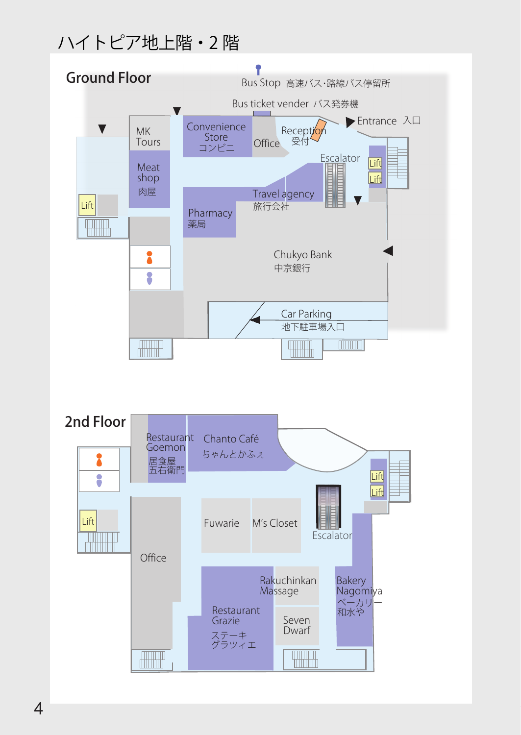# ハイトピア地上階・2 階

## Ground Floor

Bus Stop 高速バス・路線バス停留所

Bus ticket vender バス発券機

Entrance 入口

MK Tours

Convenience Store コンビニ

Office

Reception 受付

Meat shop 肉屋

Escalator

Lift

Lift

Lift

Travel agency 旅行会社

Pharmacy 薬局

Chukyo Bank 中京銀行

Car Parking 地下駐車場入口

## 2nd Floor

Restaurant Goemon 居食屋 五右衛門

Chanto Café ちゃんとかふぇ

Lift

Lift

Lift

Fuwarie

M's Closet

Escalator

Office

Rakuchinkan Massage

Bakery Nagomiya ベーカリー 和水や

Restaurant Grazie ステーキ グラツィエ

Seven Dwarf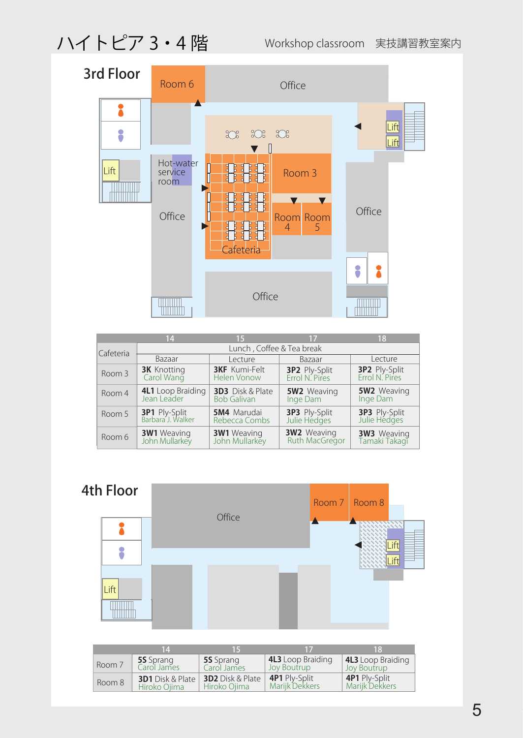# ハイトピア３・４階

Workshop classroom　実技講習教室案内

## 3rd Floor

Room 6 / Office / Hot-water service room / Office / Room 3 / Room 4 / Room 5 / Cafeteria / Office / Office / Lift

| | 14 | 15 | 17 | 18 |
|---|---|---|---|---|
| Cafeteria | Lunch , Coffee & Tea break | | | |
| | Bazaar | Lecture | Bazaar | Lecture |
| Room 3 | **3K** Knotting<br>Carol Wang | **3KF** Kumi-Felt<br>Helen Vonow | **3P2** Ply-Split<br>Errol N. Pires | **3P2** Ply-Split<br>Errol N. Pires |
| Room 4 | **4L1** Loop Braiding<br>Jean Leader | **3D3** Disk & Plate<br>Bob Galivan | **5W2** Weaving<br>Inge Dam | **5W2** Weaving<br>Inge Dam |
| Room 5 | **3P1** Ply-Split<br>Barbara J. Walker | **5M4** Marudai<br>Rebecca Combs | **3P3** Ply-Split<br>Julie Hedges | **3P3** Ply-Split<br>Julie Hedges |
| Room 6 | **3W1** Weaving<br>John Mullarkey | **3W1** Weaving<br>John Mullarkey | **3W2** Weaving<br>Ruth MacGregor | **3W3** Weaving<br>Tamaki Takagi |

## 4th Floor

Office / Room 7 / Room 8 / Lift

| | 14 | 15 | 17 | 18 |
|---|---|---|---|---|
| Room 7 | **5S** Sprang<br>Carol James | **5S** Sprang<br>Carol James | **4L3** Loop Braiding<br>Joy Boutrup | **4L3** Loop Braiding<br>Joy Boutrup |
| Room 8 | **3D1** Disk & Plate<br>Hiroko Ojima | **3D2** Disk & Plate<br>Hiroko Ojima | **4P1** Ply-Split<br>Marijk Dekkers | **4P1** Ply-Split<br>Marijk Dekkers |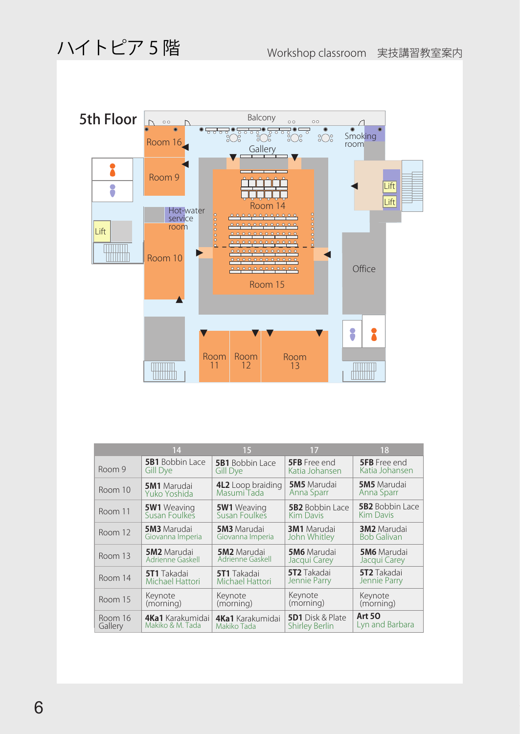# ハイトピア 5 階

Workshop classroom　実技講習教室案内

## 5th Floor

Balcony

Room 16

Room 9

Gallery

Smoking room

Lift

Lift

Lift

Hot-water service room

Room 14

Room 10

Room 15

Office

Room 11

Room 12

Room 13

| | 14 | 15 | 17 | 18 |
|---|---|---|---|---|
| Room 9 | **5B1** Bobbin Lace Gill Dye | **5B1** Bobbin Lace Gill Dye | **5FB** Free end Katia Johansen | **5FB** Free end Katia Johansen |
| Room 10 | **5M1** Marudai Yuko Yoshida | **4L2** Loop braiding Masumi Tada | **5M5** Marudai Anna Sparr | **5M5** Marudai Anna Sparr |
| Room 11 | **5W1** Weaving Susan Foulkes | **5W1** Weaving Susan Foulkes | **5B2** Bobbin Lace Kim Davis | **5B2** Bobbin Lace Kim Davis |
| Room 12 | **5M3** Marudai Giovanna Imperia | **5M3** Marudai Giovanna Imperia | **3M1** Marudai John Whitley | **3M2** Marudai Bob Galivan |
| Room 13 | **5M2** Marudai Adrienne Gaskell | **5M2** Marudai Adrienne Gaskell | **5M6** Marudai Jacqui Carey | **5M6** Marudai Jacqui Carey |
| Room 14 | **5T1** Takadai Michael Hattori | **5T1** Takadai Michael Hattori | **5T2** Takadai Jennie Parry | **5T2** Takadai Jennie Parry |
| Room 15 | Keynote (morning) | Keynote (morning) | Keynote (morning) | Keynote (morning) |
| Room 16 Gallery | **4Ka1** Karakumidai Makiko & M. Tada | **4Ka1** Karakumidai Makiko Tada | **5D1** Disk & Plate Shirley Berlin | **Art 50** Lyn and Barbara |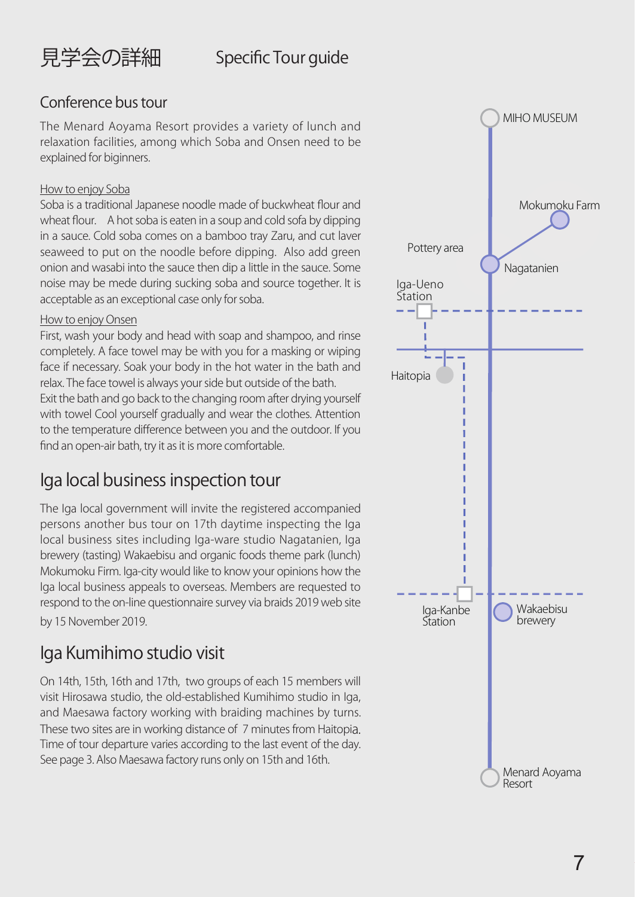# 見学会の詳細　Specific Tour guide

## Conference bus tour

The Menard Aoyama Resort provides a variety of lunch and relaxation facilities, among which Soba and Onsen need to be explained for biginners.

### How to enjoy Soba

Soba is a traditional Japanese noodle made of buckwheat flour and wheat flour.　A hot soba is eaten in a soup and cold sofa by dipping in a sauce. Cold soba comes on a bamboo tray Zaru, and cut laver seaweed to put on the noodle before dipping. Also add green onion and wasabi into the sauce then dip a little in the sauce. Some noise may be mede during sucking soba and source together. It is acceptable as an exceptional case only for soba.

### How to enjoy Onsen

First, wash your body and head with soap and shampoo, and rinse completely. A face towel may be with you for a masking or wiping face if necessary. Soak your body in the hot water in the bath and relax. The face towel is always your side but outside of the bath.
Exit the bath and go back to the changing room after drying yourself with towel Cool yourself gradually and wear the clothes. Attention to the temperature difference between you and the outdoor. If you find an open-air bath, try it as it is more comfortable.

## Iga local business inspection tour

The Iga local government will invite the registered accompanied persons another bus tour on 17th daytime inspecting the Iga local business sites including Iga-ware studio Nagatanien, Iga brewery (tasting) Wakaebisu and organic foods theme park (lunch) Mokumoku Firm. Iga-city would like to know your opinions how the Iga local business appeals to overseas. Members are requested to respond to the on-line questionnaire survey via braids 2019 web site by 15 November 2019.

## Iga Kumihimo studio visit

On 14th, 15th, 16th and 17th, two groups of each 15 members will visit Hirosawa studio, the old-established Kumihimo studio in Iga, and Maesawa factory working with braiding machines by turns. These two sites are in working distance of 7 minutes from Haitopia. Time of tour departure varies according to the last event of the day. See page 3. Also Maesawa factory runs only on 15th and 16th.

MIHO MUSEUM
Mokumoku Farm
Pottery area
Nagatanien
Iga-Ueno Station
Haitopia
Iga-Kanbe Station
Wakaebisu brewery
Menard Aoyama Resort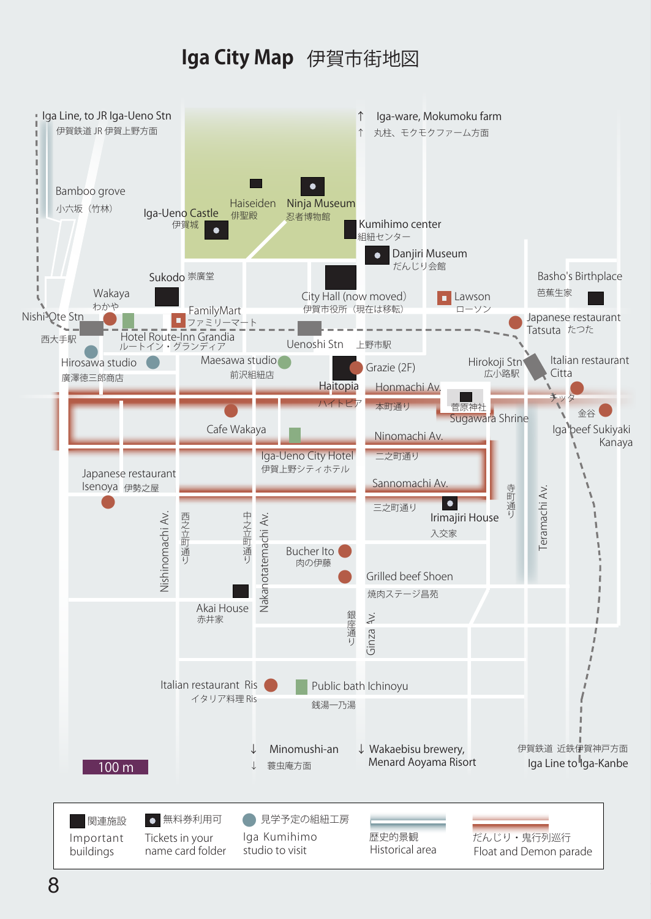# Iga City Map 伊賀市街地図

Iga Line, to JR Iga-Ueno Stn
伊賀鉄道 JR 伊賀上野方面

↑ Iga-ware, Mokumoku farm
↑ 丸柱、モクモクファーム方面

Bamboo grove
小六坂（竹林）

Haiseiden
俳聖殿

Ninja Museum
忍者博物館

Iga-Ueno Castle
伊賀城

Kumihimo center
組紐センター

Danjiri Museum
だんじり会館

Basho's Birthplace
芭蕉生家

Sukodo 崇廣堂

Wakaya
わかや

City Hall (now moved)
伊賀市役所（現在は移転）

Lawson
ローソン

Nishi-Ote Stn
西大手駅

FamilyMart
ファミリーマート

Japanese restaurant
Tatsuta たつた

Hotel Route-Inn Grandia
ルートイン・グランディア

Uenoshi Stn 上野市駅

Hirosawa studio
廣澤徳三郎商店

Maesawa studio
前沢組紐店

Grazie (2F)

Hirokoji Stn
広小路駅

Italian restaurant
Citta
チッタ

Haitopia
ハイトピア

Honmachi Av.
本町通り

菅原神社
Sugawara Shrine

金谷
Iga beef Sukiyaki
Kanaya

Cafe Wakaya

Ninomachi Av.
二之町通り

Iga-Ueno City Hotel
伊賀上野シティホテル

Japanese restaurant
Isenoya 伊勢之屋

Sannomachi Av.
三之町通り

寺町通り

Irimajiri House
入交家

Teramachi Av.

Nishinomachi Av.
西之立町通り

中之立町通り
Nakanotatemachi Av.

Bucher Ito
肉の伊藤

Grilled beef Shoen
焼肉ステーキ昌苑

Akai House
赤井家

銀座通り
Ginza Av.

Italian restaurant Ris
イタリア料理 Ris

Public bath Ichinoyu
銭湯一乃湯

↓ Minomushi-an
↓ 蓑虫庵方面

↓ Wakaebisu brewery,
Menard Aoyama Risort

伊賀鉄道 近鉄伊賀神戸方面
Iga Line to Iga-Kanbe

100 m

関連施設
Important buildings

無料券利用可
Tickets in your name card folder

見学予定の組紐工房
Iga Kumihimo studio to visit

歴史的景観
Historical area

だんじり・鬼行列巡行
Float and Demon parade